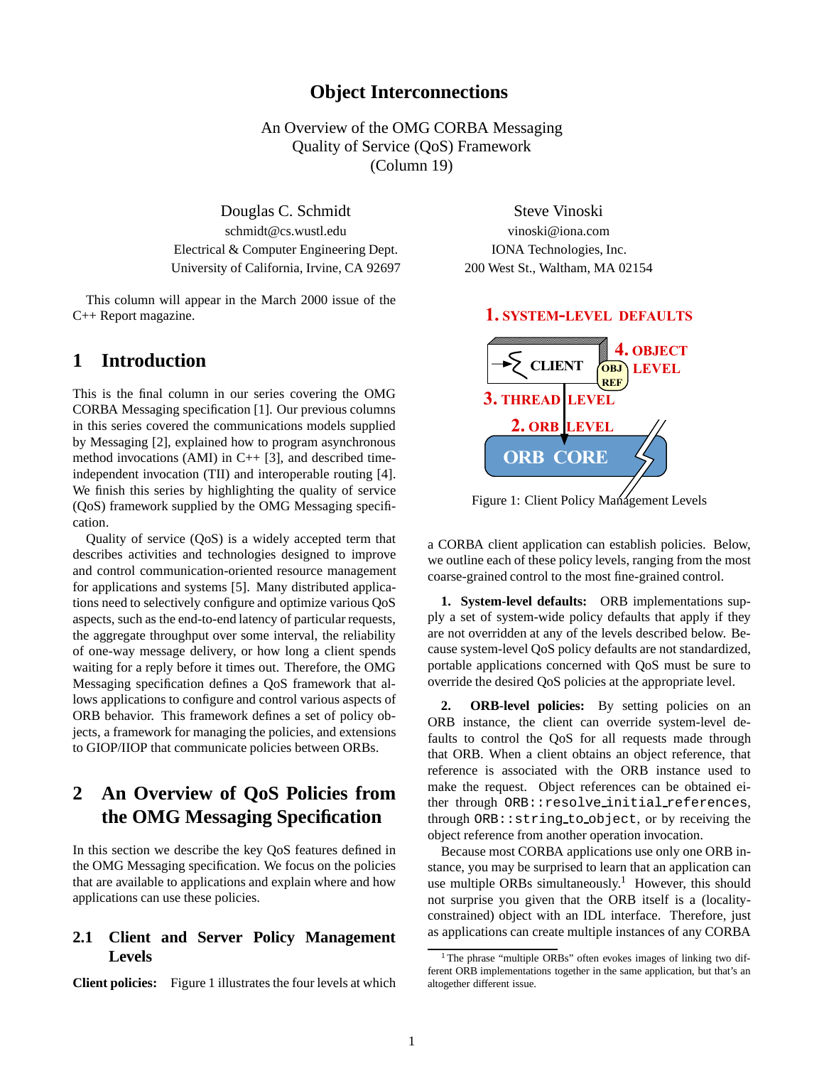# Object Interconnections

An Overview of the OMG CORBA Messaging Quality of Service (QoS) Framework (Column 19)

Douglas C. Schmidt
schmidt@cs.wustl.edu
Electrical & Computer Engineering Dept.
University of California, Irvine, CA 92697

Steve Vinoski
vinoski@iona.com
IONA Technologies, Inc.
200 West St., Waltham, MA 02154

This column will appear in the March 2000 issue of the C++ Report magazine.

## 1 Introduction

This is the final column in our series covering the OMG CORBA Messaging specification [1]. Our previous columns in this series covered the communications models supplied by Messaging [2], explained how to program asynchronous method invocations (AMI) in C++ [3], and described time-independent invocation (TII) and interoperable routing [4]. We finish this series by highlighting the quality of service (QoS) framework supplied by the OMG Messaging specification.

Quality of service (QoS) is a widely accepted term that describes activities and technologies designed to improve and control communication-oriented resource management for applications and systems [5]. Many distributed applications need to selectively configure and optimize various QoS aspects, such as the end-to-end latency of particular requests, the aggregate throughput over some interval, the reliability of one-way message delivery, or how long a client spends waiting for a reply before it times out. Therefore, the OMG Messaging specification defines a QoS framework that allows applications to configure and control various aspects of ORB behavior. This framework defines a set of policy objects, a framework for managing the policies, and extensions to GIOP/IIOP that communicate policies between ORBs.

## 2 An Overview of QoS Policies from the OMG Messaging Specification

In this section we describe the key QoS features defined in the OMG Messaging specification. We focus on the policies that are available to applications and explain where and how applications can use these policies.

### 2.1 Client and Server Policy Management Levels

**Client policies:** Figure 1 illustrates the four levels at which a CORBA client application can establish policies. Below, we outline each of these policy levels, ranging from the most coarse-grained control to the most fine-grained control.

1. SYSTEM-LEVEL DEFAULTS
4. OBJECT LEVEL
CLIENT
OBJ REF
3. THREAD LEVEL
2. ORB LEVEL
ORB CORE

Figure 1: Client Policy Management Levels

**1. System-level defaults:** ORB implementations supply a set of system-wide policy defaults that apply if they are not overridden at any of the levels described below. Because system-level QoS policy defaults are not standardized, portable applications concerned with QoS must be sure to override the desired QoS policies at the appropriate level.

**2. ORB-level policies:** By setting policies on an ORB instance, the client can override system-level defaults to control the QoS for all requests made through that ORB. When a client obtains an object reference, that reference is associated with the ORB instance used to make the request. Object references can be obtained either through `ORB::resolve_initial_references`, through `ORB::string_to_object`, or by receiving the object reference from another operation invocation.

Because most CORBA applications use only one ORB instance, you may be surprised to learn that an application can use multiple ORBs simultaneously.[1] However, this should not surprise you given that the ORB itself is a (locality-constrained) object with an IDL interface. Therefore, just as applications can create multiple instances of any CORBA

[1] The phrase "multiple ORBs" often evokes images of linking two different ORB implementations together in the same application, but that's an altogether different issue.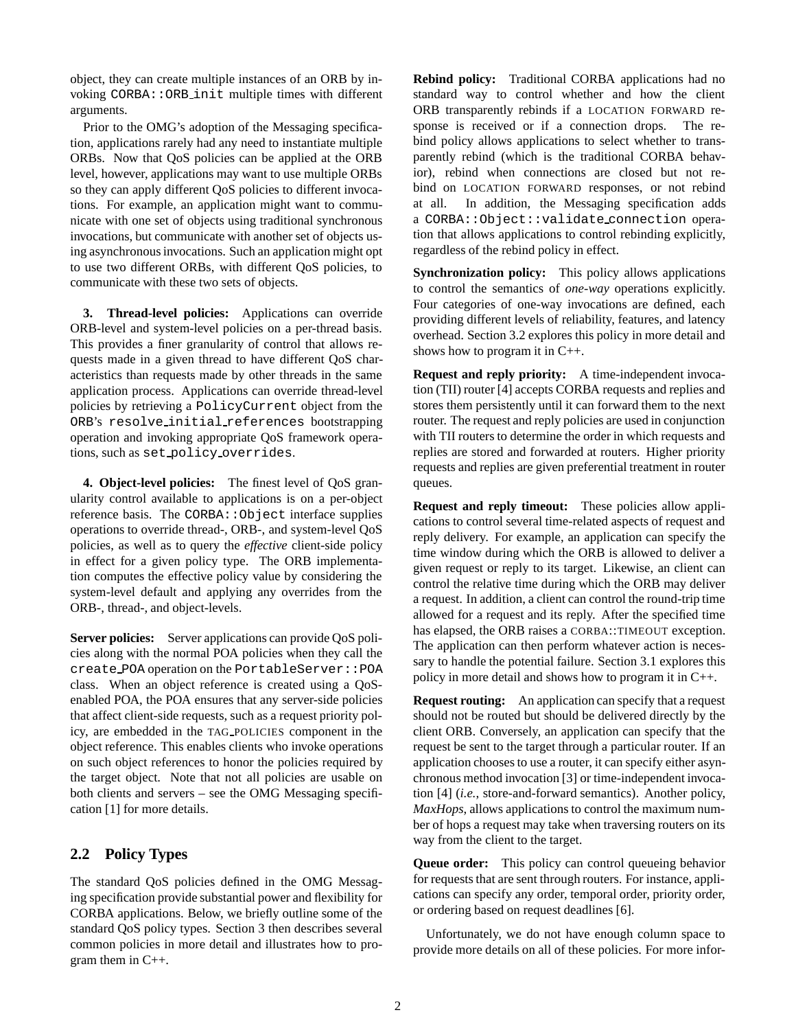object, they can create multiple instances of an ORB by invoking `CORBA::ORB_init` multiple times with different arguments.

Prior to the OMG's adoption of the Messaging specification, applications rarely had any need to instantiate multiple ORBs. Now that QoS policies can be applied at the ORB level, however, applications may want to use multiple ORBs so they can apply different QoS policies to different invocations. For example, an application might want to communicate with one set of objects using traditional synchronous invocations, but communicate with another set of objects using asynchronous invocations. Such an application might opt to use two different ORBs, with different QoS policies, to communicate with these two sets of objects.

**3. Thread-level policies:** Applications can override ORB-level and system-level policies on a per-thread basis. This provides a finer granularity of control that allows requests made in a given thread to have different QoS characteristics than requests made by other threads in the same application process. Applications can override thread-level policies by retrieving a `PolicyCurrent` object from the ORB's `resolve_initial_references` bootstrapping operation and invoking appropriate QoS framework operations, such as `set_policy_overrides`.

**4. Object-level policies:** The finest level of QoS granularity control available to applications is on a per-object reference basis. The `CORBA::Object` interface supplies operations to override thread-, ORB-, and system-level QoS policies, as well as to query the *effective* client-side policy in effect for a given policy type. The ORB implementation computes the effective policy value by considering the system-level default and applying any overrides from the ORB-, thread-, and object-levels.

**Server policies:** Server applications can provide QoS policies along with the normal POA policies when they call the `create_POA` operation on the `PortableServer::POA` class. When an object reference is created using a QoS-enabled POA, the POA ensures that any server-side policies that affect client-side requests, such as a request priority policy, are embedded in the TAG_POLICIES component in the object reference. This enables clients who invoke operations on such object references to honor the policies required by the target object. Note that not all policies are usable on both clients and servers – see the OMG Messaging specification [1] for more details.

## 2.2 Policy Types

The standard QoS policies defined in the OMG Messaging specification provide substantial power and flexibility for CORBA applications. Below, we briefly outline some of the standard QoS policy types. Section 3 then describes several common policies in more detail and illustrates how to program them in C++.

**Rebind policy:** Traditional CORBA applications had no standard way to control whether and how the client ORB transparently rebinds if a LOCATION FORWARD response is received or if a connection drops. The rebind policy allows applications to select whether to transparently rebind (which is the traditional CORBA behavior), rebind when connections are closed but not rebind on LOCATION FORWARD responses, or not rebind at all. In addition, the Messaging specification adds a `CORBA::Object::validate_connection` operation that allows applications to control rebinding explicitly, regardless of the rebind policy in effect.

**Synchronization policy:** This policy allows applications to control the semantics of *one-way* operations explicitly. Four categories of one-way invocations are defined, each providing different levels of reliability, features, and latency overhead. Section 3.2 explores this policy in more detail and shows how to program it in C++.

**Request and reply priority:** A time-independent invocation (TII) router [4] accepts CORBA requests and replies and stores them persistently until it can forward them to the next router. The request and reply policies are used in conjunction with TII routers to determine the order in which requests and replies are stored and forwarded at routers. Higher priority requests and replies are given preferential treatment in router queues.

**Request and reply timeout:** These policies allow applications to control several time-related aspects of request and reply delivery. For example, an application can specify the time window during which the ORB is allowed to deliver a given request or reply to its target. Likewise, an client can control the relative time during which the ORB may deliver a request. In addition, a client can control the round-trip time allowed for a request and its reply. After the specified time has elapsed, the ORB raises a CORBA::TIMEOUT exception. The application can then perform whatever action is necessary to handle the potential failure. Section 3.1 explores this policy in more detail and shows how to program it in C++.

**Request routing:** An application can specify that a request should not be routed but should be delivered directly by the client ORB. Conversely, an application can specify that the request be sent to the target through a particular router. If an application chooses to use a router, it can specify either asynchronous method invocation [3] or time-independent invocation [4] (*i.e.*, store-and-forward semantics). Another policy, *MaxHops*, allows applications to control the maximum number of hops a request may take when traversing routers on its way from the client to the target.

**Queue order:** This policy can control queueing behavior for requests that are sent through routers. For instance, applications can specify any order, temporal order, priority order, or ordering based on request deadlines [6].

Unfortunately, we do not have enough column space to provide more details on all of these policies. For more infor-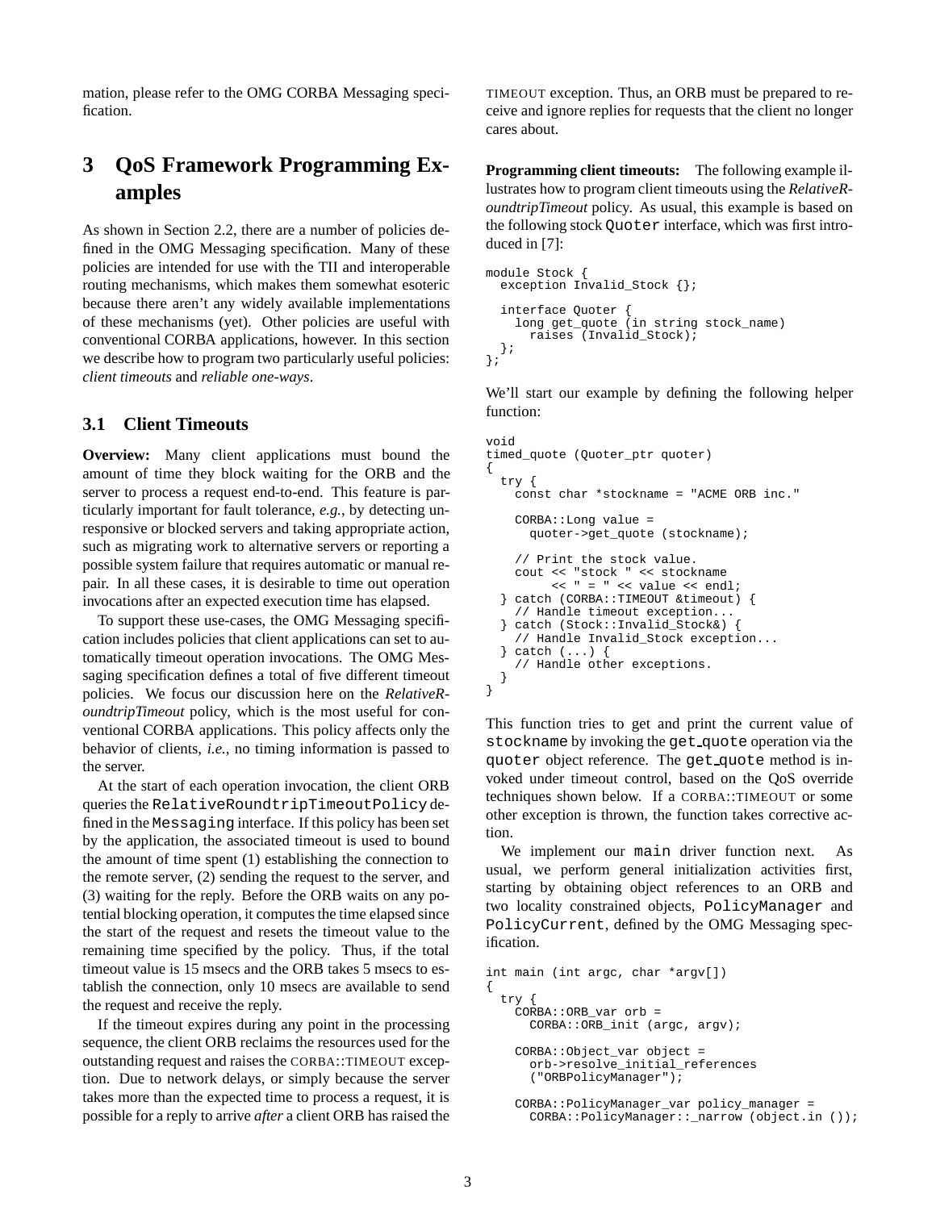mation, please refer to the OMG CORBA Messaging specification.

# 3 QoS Framework Programming Examples

As shown in Section 2.2, there are a number of policies defined in the OMG Messaging specification. Many of these policies are intended for use with the TII and interoperable routing mechanisms, which makes them somewhat esoteric because there aren't any widely available implementations of these mechanisms (yet). Other policies are useful with conventional CORBA applications, however. In this section we describe how to program two particularly useful policies: *client timeouts* and *reliable one-ways*.

## 3.1 Client Timeouts

**Overview:** Many client applications must bound the amount of time they block waiting for the ORB and the server to process a request end-to-end. This feature is particularly important for fault tolerance, *e.g.*, by detecting unresponsive or blocked servers and taking appropriate action, such as migrating work to alternative servers or reporting a possible system failure that requires automatic or manual repair. In all these cases, it is desirable to time out operation invocations after an expected execution time has elapsed.

To support these use-cases, the OMG Messaging specification includes policies that client applications can set to automatically timeout operation invocations. The OMG Messaging specification defines a total of five different timeout policies. We focus our discussion here on the *RelativeRoundtripTimeout* policy, which is the most useful for conventional CORBA applications. This policy affects only the behavior of clients, *i.e.*, no timing information is passed to the server.

At the start of each operation invocation, the client ORB queries the `RelativeRoundtripTimeoutPolicy` defined in the `Messaging` interface. If this policy has been set by the application, the associated timeout is used to bound the amount of time spent (1) establishing the connection to the remote server, (2) sending the request to the server, and (3) waiting for the reply. Before the ORB waits on any potential blocking operation, it computes the time elapsed since the start of the request and resets the timeout value to the remaining time specified by the policy. Thus, if the total timeout value is 15 msecs and the ORB takes 5 msecs to establish the connection, only 10 msecs are available to send the request and receive the reply.

If the timeout expires during any point in the processing sequence, the client ORB reclaims the resources used for the outstanding request and raises the CORBA::TIMEOUT exception. Due to network delays, or simply because the server takes more than the expected time to process a request, it is possible for a reply to arrive *after* a client ORB has raised the TIMEOUT exception. Thus, an ORB must be prepared to receive and ignore replies for requests that the client no longer cares about.

**Programming client timeouts:** The following example illustrates how to program client timeouts using the *RelativeRoundtripTimeout* policy. As usual, this example is based on the following stock `Quoter` interface, which was first introduced in [7]:

```
module Stock {
  exception Invalid_Stock {};

  interface Quoter {
    long get_quote (in string stock_name)
      raises (Invalid_Stock);
  };
};
```

We'll start our example by defining the following helper function:

```
void
timed_quote (Quoter_ptr quoter)
{
  try {
    const char *stockname = "ACME ORB inc."

    CORBA::Long value =
      quoter->get_quote (stockname);

    // Print the stock value.
    cout << "stock " << stockname
         << " = " << value << endl;
  } catch (CORBA::TIMEOUT &timeout) {
    // Handle timeout exception...
  } catch (Stock::Invalid_Stock&) {
    // Handle Invalid_Stock exception...
  } catch (...) {
    // Handle other exceptions.
  }
}
```

This function tries to get and print the current value of `stockname` by invoking the `get_quote` operation via the `quoter` object reference. The `get_quote` method is invoked under timeout control, based on the QoS override techniques shown below. If a CORBA::TIMEOUT or some other exception is thrown, the function takes corrective action.

We implement our `main` driver function next. As usual, we perform general initialization activities first, starting by obtaining object references to an ORB and two locality constrained objects, `PolicyManager` and `PolicyCurrent`, defined by the OMG Messaging specification.

```
int main (int argc, char *argv[])
{
  try {
    CORBA::ORB_var orb =
      CORBA::ORB_init (argc, argv);

    CORBA::Object_var object =
      orb->resolve_initial_references
      ("ORBPolicyManager");

    CORBA::PolicyManager_var policy_manager =
      CORBA::PolicyManager::_narrow (object.in ());
```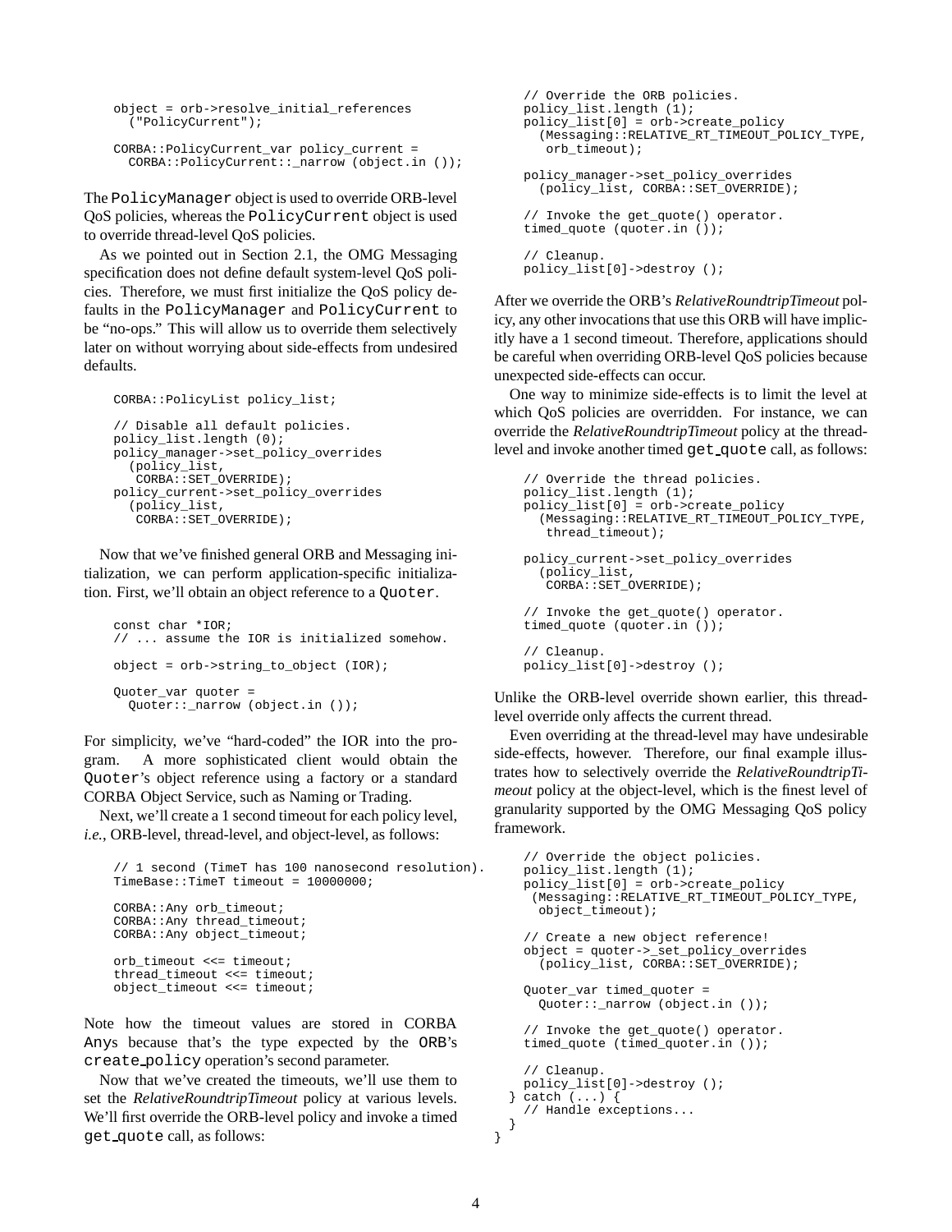```
object = orb->resolve_initial_references
  ("PolicyCurrent");

CORBA::PolicyCurrent_var policy_current =
  CORBA::PolicyCurrent::_narrow (object.in ());
```

The `PolicyManager` object is used to override ORB-level QoS policies, whereas the `PolicyCurrent` object is used to override thread-level QoS policies.

As we pointed out in Section 2.1, the OMG Messaging specification does not define default system-level QoS policies. Therefore, we must first initialize the QoS policy defaults in the `PolicyManager` and `PolicyCurrent` to be "no-ops." This will allow us to override them selectively later on without worrying about side-effects from undesired defaults.

```
CORBA::PolicyList policy_list;

// Disable all default policies.
policy_list.length (0);
policy_manager->set_policy_overrides
  (policy_list,
   CORBA::SET_OVERRIDE);
policy_current->set_policy_overrides
  (policy_list,
   CORBA::SET_OVERRIDE);
```

Now that we've finished general ORB and Messaging initialization, we can perform application-specific initialization. First, we'll obtain an object reference to a `Quoter`.

```
const char *IOR;
// ... assume the IOR is initialized somehow.

object = orb->string_to_object (IOR);

Quoter_var quoter =
  Quoter::_narrow (object.in ());
```

For simplicity, we've "hard-coded" the IOR into the program. A more sophisticated client would obtain the `Quoter`'s object reference using a factory or a standard CORBA Object Service, such as Naming or Trading.

Next, we'll create a 1 second timeout for each policy level, *i.e.*, ORB-level, thread-level, and object-level, as follows:

```
// 1 second (TimeT has 100 nanosecond resolution).
TimeBase::TimeT timeout = 10000000;

CORBA::Any orb_timeout;
CORBA::Any thread_timeout;
CORBA::Any object_timeout;

orb_timeout <<= timeout;
thread_timeout <<= timeout;
object_timeout <<= timeout;
```

Note how the timeout values are stored in CORBA `Any`s because that's the type expected by the `ORB`'s `create_policy` operation's second parameter.

Now that we've created the timeouts, we'll use them to set the *RelativeRoundtripTimeout* policy at various levels. We'll first override the ORB-level policy and invoke a timed `get_quote` call, as follows:

```
// Override the ORB policies.
policy_list.length (1);
policy_list[0] = orb->create_policy
  (Messaging::RELATIVE_RT_TIMEOUT_POLICY_TYPE,
   orb_timeout);

policy_manager->set_policy_overrides
  (policy_list, CORBA::SET_OVERRIDE);

// Invoke the get_quote() operator.
timed_quote (quoter.in ());

// Cleanup.
policy_list[0]->destroy ();
```

After we override the ORB's *RelativeRoundtripTimeout* policy, any other invocations that use this ORB will have implicitly have a 1 second timeout. Therefore, applications should be careful when overriding ORB-level QoS policies because unexpected side-effects can occur.

One way to minimize side-effects is to limit the level at which QoS policies are overridden. For instance, we can override the *RelativeRoundtripTimeout* policy at the thread-level and invoke another timed `get_quote` call, as follows:

```
// Override the thread policies.
policy_list.length (1);
policy_list[0] = orb->create_policy
  (Messaging::RELATIVE_RT_TIMEOUT_POLICY_TYPE,
   thread_timeout);

policy_current->set_policy_overrides
  (policy_list,
   CORBA::SET_OVERRIDE);

// Invoke the get_quote() operator.
timed_quote (quoter.in ());

// Cleanup.
policy_list[0]->destroy ();
```

Unlike the ORB-level override shown earlier, this thread-level override only affects the current thread.

Even overriding at the thread-level may have undesirable side-effects, however. Therefore, our final example illustrates how to selectively override the *RelativeRoundtripTimeout* policy at the object-level, which is the finest level of granularity supported by the OMG Messaging QoS policy framework.

```
    // Override the object policies.
    policy_list.length (1);
    policy_list[0] = orb->create_policy
     (Messaging::RELATIVE_RT_TIMEOUT_POLICY_TYPE,
      object_timeout);

    // Create a new object reference!
    object = quoter->_set_policy_overrides
      (policy_list, CORBA::SET_OVERRIDE);

    Quoter_var timed_quoter =
      Quoter::_narrow (object.in ());

    // Invoke the get_quote() operator.
    timed_quote (timed_quoter.in ());

    // Cleanup.
    policy_list[0]->destroy ();
  } catch (...) {
    // Handle exceptions...
  }
}
```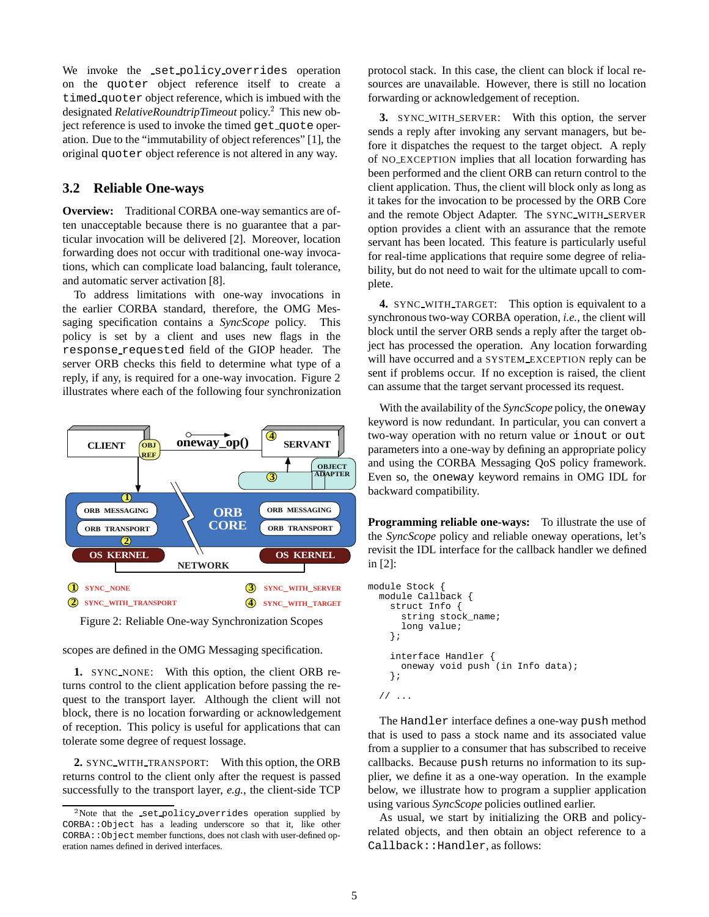We invoke the _set_policy_overrides operation on the quoter object reference itself to create a timed_quoter object reference, which is imbued with the designated *RelativeRoundtripTimeout* policy.[2] This new object reference is used to invoke the timed get_quote operation. Due to the "immutability of object references" [1], the original quoter object reference is not altered in any way.

## 3.2 Reliable One-ways

**Overview:** Traditional CORBA one-way semantics are often unacceptable because there is no guarantee that a particular invocation will be delivered [2]. Moreover, location forwarding does not occur with traditional one-way invocations, which can complicate load balancing, fault tolerance, and automatic server activation [8].

To address limitations with one-way invocations in the earlier CORBA standard, therefore, the OMG Messaging specification contains a *SyncScope* policy. This policy is set by a client and uses new flags in the response_requested field of the GIOP header. The server ORB checks this field to determine what type of a reply, if any, is required for a one-way invocation. Figure 2 illustrates where each of the following four synchronization scopes are defined in the OMG Messaging specification.

Figure 2: Reliable One-way Synchronization Scopes

**1.** SYNC_NONE: With this option, the client ORB returns control to the client application before passing the request to the transport layer. Although the client will not block, there is no location forwarding or acknowledgement of reception. This policy is useful for applications that can tolerate some degree of request lossage.

**2.** SYNC_WITH_TRANSPORT: With this option, the ORB returns control to the client only after the request is passed successfully to the transport layer, *e.g.*, the client-side TCP protocol stack. In this case, the client can block if local resources are unavailable. However, there is still no location forwarding or acknowledgement of reception.

**3.** SYNC_WITH_SERVER: With this option, the server sends a reply after invoking any servant managers, but before it dispatches the request to the target object. A reply of NO_EXCEPTION implies that all location forwarding has been performed and the client ORB can return control to the client application. Thus, the client will block only as long as it takes for the invocation to be processed by the ORB Core and the remote Object Adapter. The SYNC_WITH_SERVER option provides a client with an assurance that the remote servant has been located. This feature is particularly useful for real-time applications that require some degree of reliability, but do not need to wait for the ultimate upcall to complete.

**4.** SYNC_WITH_TARGET: This option is equivalent to a synchronous two-way CORBA operation, *i.e.*, the client will block until the server ORB sends a reply after the target object has processed the operation. Any location forwarding will have occurred and a SYSTEM_EXCEPTION reply can be sent if problems occur. If no exception is raised, the client can assume that the target servant processed its request.

With the availability of the *SyncScope* policy, the oneway keyword is now redundant. In particular, you can convert a two-way operation with no return value or inout or out parameters into a one-way by defining an appropriate policy and using the CORBA Messaging QoS policy framework. Even so, the oneway keyword remains in OMG IDL for backward compatibility.

**Programming reliable one-ways:** To illustrate the use of the *SyncScope* policy and reliable oneway operations, let's revisit the IDL interface for the callback handler we defined in [2]:

```
module Stock {
  module Callback {
    struct Info {
      string stock_name;
      long value;
    };

    interface Handler {
      oneway void push (in Info data);
    };

  // ...
```

The Handler interface defines a one-way push method that is used to pass a stock name and its associated value from a supplier to a consumer that has subscribed to receive callbacks. Because push returns no information to its supplier, we define it as a one-way operation. In the example below, we illustrate how to program a supplier application using various *SyncScope* policies outlined earlier.

As usual, we start by initializing the ORB and policy-related objects, and then obtain an object reference to a Callback::Handler, as follows:

[2] Note that the _set_policy_overrides operation supplied by CORBA::Object has a leading underscore so that it, like other CORBA::Object member functions, does not clash with user-defined operation names defined in derived interfaces.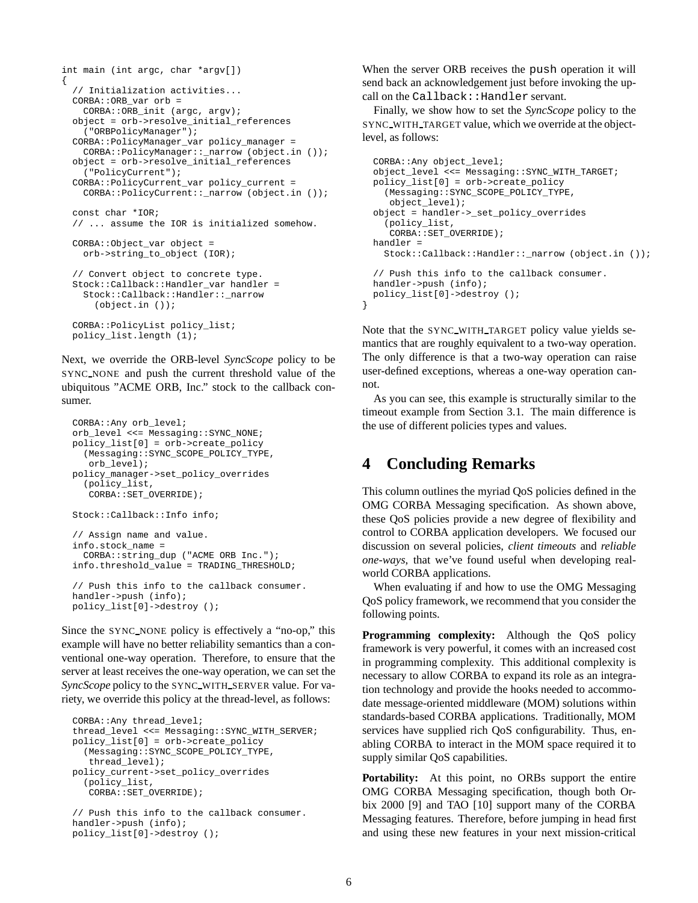```
int main (int argc, char *argv[])
{
  // Initialization activities...
  CORBA::ORB_var orb =
    CORBA::ORB_init (argc, argv);
  object = orb->resolve_initial_references
    ("ORBPolicyManager");
  CORBA::PolicyManager_var policy_manager =
    CORBA::PolicyManager::_narrow (object.in ());
  object = orb->resolve_initial_references
    ("PolicyCurrent");
  CORBA::PolicyCurrent_var policy_current =
    CORBA::PolicyCurrent::_narrow (object.in ());

  const char *IOR;
  // ... assume the IOR is initialized somehow.

  CORBA::Object_var object =
    orb->string_to_object (IOR);

  // Convert object to concrete type.
  Stock::Callback::Handler_var handler =
    Stock::Callback::Handler::_narrow
      (object.in ());

  CORBA::PolicyList policy_list;
  policy_list.length (1);
```

Next, we override the ORB-level *SyncScope* policy to be SYNC_NONE and push the current threshold value of the ubiquitous "ACME ORB, Inc." stock to the callback consumer.

```
  CORBA::Any orb_level;
  orb_level <<= Messaging::SYNC_NONE;
  policy_list[0] = orb->create_policy
    (Messaging::SYNC_SCOPE_POLICY_TYPE,
     orb_level);
  policy_manager->set_policy_overrides
    (policy_list,
     CORBA::SET_OVERRIDE);

  Stock::Callback::Info info;

  // Assign name and value.
  info.stock_name =
    CORBA::string_dup ("ACME ORB Inc.");
  info.threshold_value = TRADING_THRESHOLD;

  // Push this info to the callback consumer.
  handler->push (info);
  policy_list[0]->destroy ();
```

Since the SYNC_NONE policy is effectively a "no-op," this example will have no better reliability semantics than a conventional one-way operation. Therefore, to ensure that the server at least receives the one-way operation, we can set the *SyncScope* policy to the SYNC_WITH_SERVER value. For variety, we override this policy at the thread-level, as follows:

```
  CORBA::Any thread_level;
  thread_level <<= Messaging::SYNC_WITH_SERVER;
  policy_list[0] = orb->create_policy
    (Messaging::SYNC_SCOPE_POLICY_TYPE,
     thread_level);
  policy_current->set_policy_overrides
    (policy_list,
     CORBA::SET_OVERRIDE);

  // Push this info to the callback consumer.
  handler->push (info);
  policy_list[0]->destroy ();
```

When the server ORB receives the `push` operation it will send back an acknowledgement just before invoking the upcall on the `Callback::Handler` servant.

Finally, we show how to set the *SyncScope* policy to the SYNC_WITH_TARGET value, which we override at the object-level, as follows:

```
  CORBA::Any object_level;
  object_level <<= Messaging::SYNC_WITH_TARGET;
  policy_list[0] = orb->create_policy
    (Messaging::SYNC_SCOPE_POLICY_TYPE,
     object_level);
  object = handler->_set_policy_overrides
    (policy_list,
     CORBA::SET_OVERRIDE);
  handler =
    Stock::Callback::Handler::_narrow (object.in ());

  // Push this info to the callback consumer.
  handler->push (info);
  policy_list[0]->destroy ();
}
```

Note that the SYNC_WITH_TARGET policy value yields semantics that are roughly equivalent to a two-way operation. The only difference is that a two-way operation can raise user-defined exceptions, whereas a one-way operation cannot.

As you can see, this example is structurally similar to the timeout example from Section 3.1. The main difference is the use of different policies types and values.

# 4 Concluding Remarks

This column outlines the myriad QoS policies defined in the OMG CORBA Messaging specification. As shown above, these QoS policies provide a new degree of flexibility and control to CORBA application developers. We focused our discussion on several policies, *client timeouts* and *reliable one-ways*, that we've found useful when developing real-world CORBA applications.

When evaluating if and how to use the OMG Messaging QoS policy framework, we recommend that you consider the following points.

**Programming complexity:** Although the QoS policy framework is very powerful, it comes with an increased cost in programming complexity. This additional complexity is necessary to allow CORBA to expand its role as an integration technology and provide the hooks needed to accommodate message-oriented middleware (MOM) solutions within standards-based CORBA applications. Traditionally, MOM services have supplied rich QoS configurability. Thus, enabling CORBA to interact in the MOM space required it to supply similar QoS capabilities.

**Portability:** At this point, no ORBs support the entire OMG CORBA Messaging specification, though both Orbix 2000 [9] and TAO [10] support many of the CORBA Messaging features. Therefore, before jumping in head first and using these new features in your next mission-critical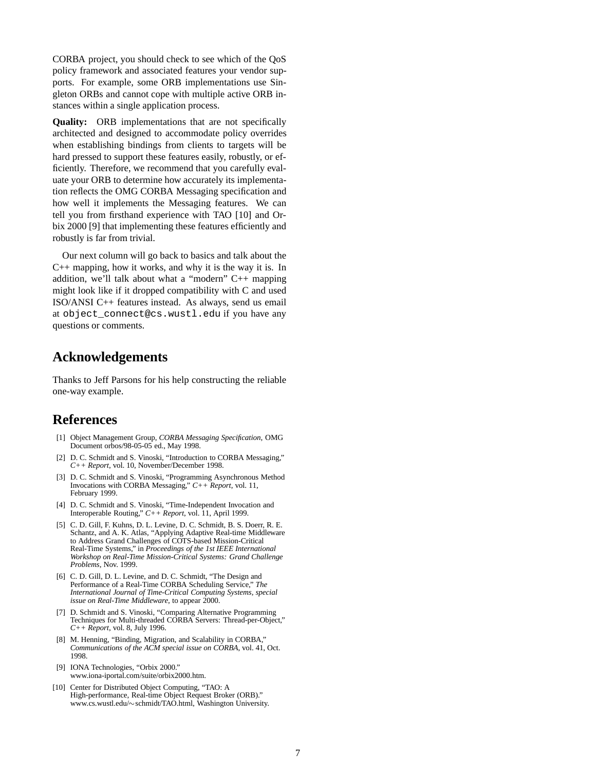CORBA project, you should check to see which of the QoS policy framework and associated features your vendor supports. For example, some ORB implementations use Singleton ORBs and cannot cope with multiple active ORB instances within a single application process.

**Quality:** ORB implementations that are not specifically architected and designed to accommodate policy overrides when establishing bindings from clients to targets will be hard pressed to support these features easily, robustly, or efficiently. Therefore, we recommend that you carefully evaluate your ORB to determine how accurately its implementation reflects the OMG CORBA Messaging specification and how well it implements the Messaging features. We can tell you from firsthand experience with TAO [10] and Orbix 2000 [9] that implementing these features efficiently and robustly is far from trivial.

Our next column will go back to basics and talk about the C++ mapping, how it works, and why it is the way it is. In addition, we'll talk about what a "modern" C++ mapping might look like if it dropped compatibility with C and used ISO/ANSI C++ features instead. As always, send us email at `object_connect@cs.wustl.edu` if you have any questions or comments.

## Acknowledgements

Thanks to Jeff Parsons for his help constructing the reliable one-way example.

## References

[1] Object Management Group, *CORBA Messaging Specification*, OMG Document orbos/98-05-05 ed., May 1998.

[2] D. C. Schmidt and S. Vinoski, "Introduction to CORBA Messaging," *C++ Report*, vol. 10, November/December 1998.

[3] D. C. Schmidt and S. Vinoski, "Programming Asynchronous Method Invocations with CORBA Messaging," *C++ Report*, vol. 11, February 1999.

[4] D. C. Schmidt and S. Vinoski, "Time-Independent Invocation and Interoperable Routing," *C++ Report*, vol. 11, April 1999.

[5] C. D. Gill, F. Kuhns, D. L. Levine, D. C. Schmidt, B. S. Doerr, R. E. Schantz, and A. K. Atlas, "Applying Adaptive Real-time Middleware to Address Grand Challenges of COTS-based Mission-Critical Real-Time Systems," in *Proceedings of the 1st IEEE International Workshop on Real-Time Mission-Critical Systems: Grand Challenge Problems*, Nov. 1999.

[6] C. D. Gill, D. L. Levine, and D. C. Schmidt, "The Design and Performance of a Real-Time CORBA Scheduling Service," *The International Journal of Time-Critical Computing Systems, special issue on Real-Time Middleware*, to appear 2000.

[7] D. Schmidt and S. Vinoski, "Comparing Alternative Programming Techniques for Multi-threaded CORBA Servers: Thread-per-Object," *C++ Report*, vol. 8, July 1996.

[8] M. Henning, "Binding, Migration, and Scalability in CORBA," *Communications of the ACM special issue on CORBA*, vol. 41, Oct. 1998.

[9] IONA Technologies, "Orbix 2000." www.iona-iportal.com/suite/orbix2000.htm.

[10] Center for Distributed Object Computing, "TAO: A High-performance, Real-time Object Request Broker (ORB)." www.cs.wustl.edu/∼schmidt/TAO.html, Washington University.